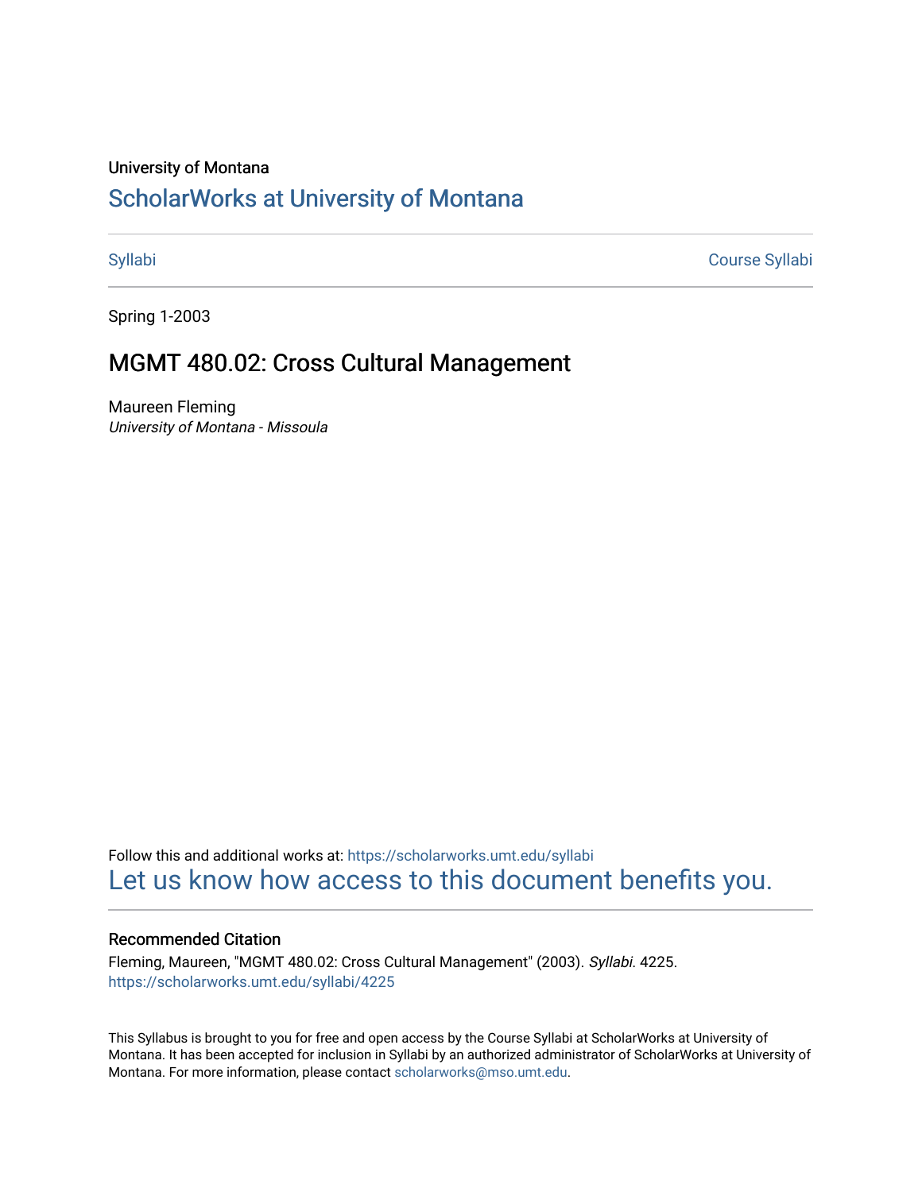University of Montana

# ScholarWorks at University of Montana

Syllabi | Course Syllabi

Spring 1-2003

## MGMT 480.02: Cross Cultural Management

Maureen Fleming
*University of Montana - Missoula*

Follow this and additional works at: https://scholarworks.umt.edu/syllabi

Let us know how access to this document benefits you.

### Recommended Citation

Fleming, Maureen, "MGMT 480.02: Cross Cultural Management" (2003). *Syllabi*. 4225.
https://scholarworks.umt.edu/syllabi/4225

This Syllabus is brought to you for free and open access by the Course Syllabi at ScholarWorks at University of Montana. It has been accepted for inclusion in Syllabi by an authorized administrator of ScholarWorks at University of Montana. For more information, please contact scholarworks@mso.umt.edu.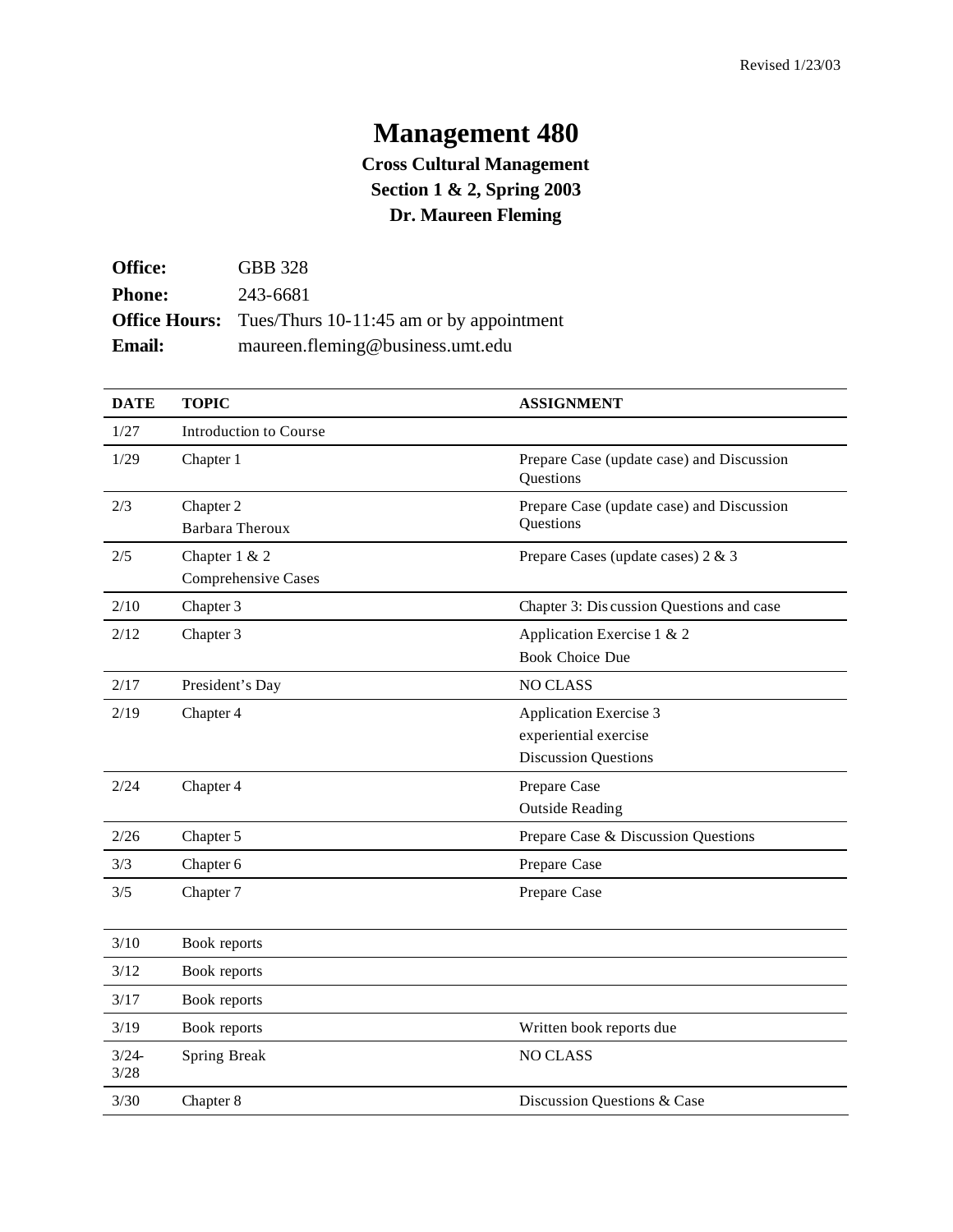Revised 1/23/03

# Management 480

### Cross Cultural Management
### Section 1 & 2, Spring 2003
### Dr. Maureen Fleming

**Office:** GBB 328
**Phone:** 243-6681
**Office Hours:** Tues/Thurs 10-11:45 am or by appointment
**Email:** maureen.fleming@business.umt.edu

| DATE | TOPIC | ASSIGNMENT |
|---|---|---|
| 1/27 | Introduction to Course | |
| 1/29 | Chapter 1 | Prepare Case (update case) and Discussion Questions |
| 2/3 | Chapter 2<br>Barbara Theroux | Prepare Case (update case) and Discussion Questions |
| 2/5 | Chapter 1 & 2<br>Comprehensive Cases | Prepare Cases (update cases) 2 & 3 |
| 2/10 | Chapter 3 | Chapter 3: Discussion Questions and case |
| 2/12 | Chapter 3 | Application Exercise 1 & 2<br>Book Choice Due |
| 2/17 | President's Day | NO CLASS |
| 2/19 | Chapter 4 | Application Exercise 3<br>experiential exercise<br>Discussion Questions |
| 2/24 | Chapter 4 | Prepare Case<br>Outside Reading |
| 2/26 | Chapter 5 | Prepare Case & Discussion Questions |
| 3/3 | Chapter 6 | Prepare Case |
| 3/5 | Chapter 7 | Prepare Case |
| 3/10 | Book reports | |
| 3/12 | Book reports | |
| 3/17 | Book reports | |
| 3/19 | Book reports | Written book reports due |
| 3/24-3/28 | Spring Break | NO CLASS |
| 3/30 | Chapter 8 | Discussion Questions & Case |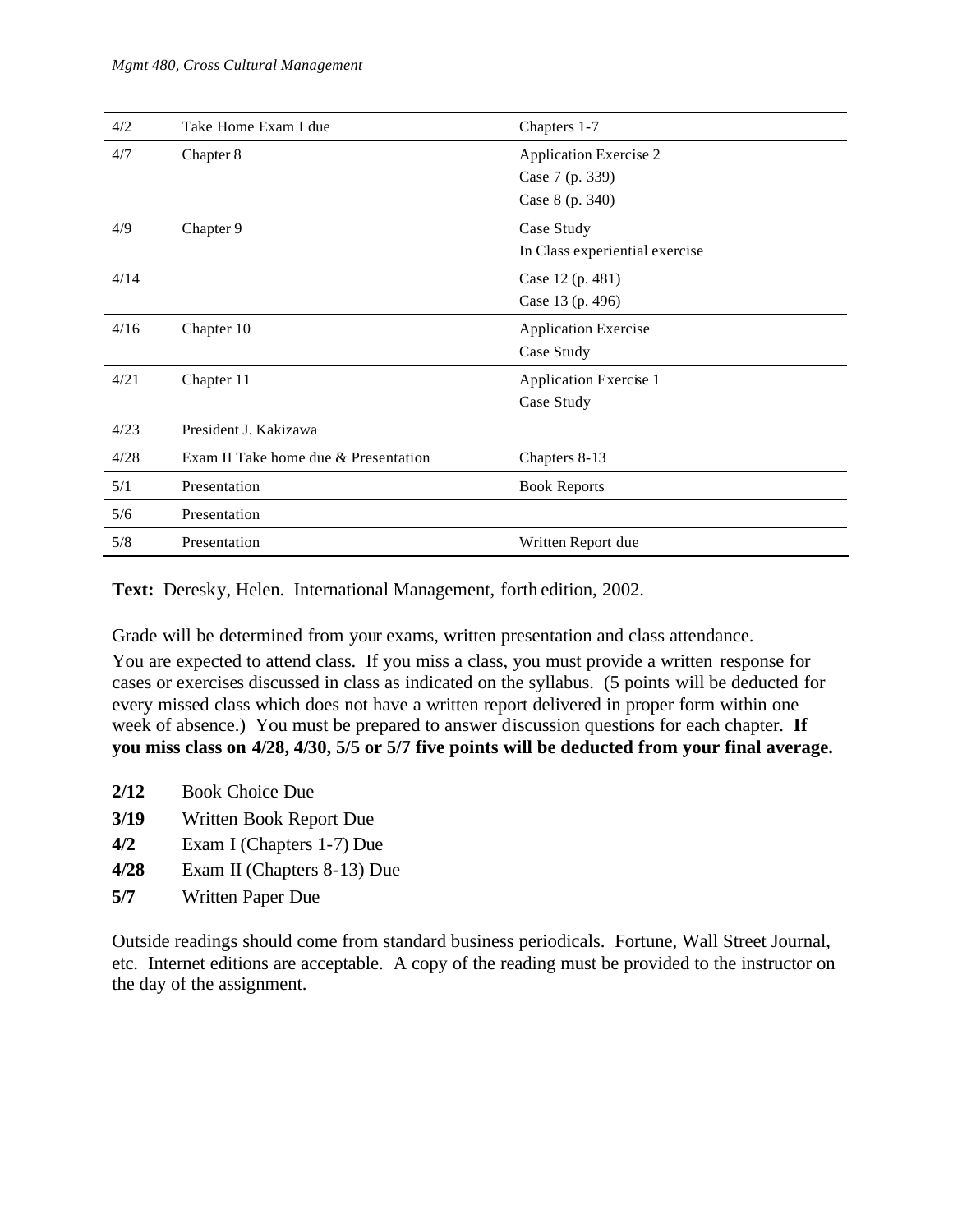| | | |
|---|---|---|
| 4/2 | Take Home Exam I due | Chapters 1-7 |
| 4/7 | Chapter 8 | Application Exercise 2<br>Case 7 (p. 339)<br>Case 8 (p. 340) |
| 4/9 | Chapter 9 | Case Study<br>In Class experiential exercise |
| 4/14 | | Case 12 (p. 481)<br>Case 13 (p. 496) |
| 4/16 | Chapter 10 | Application Exercise<br>Case Study |
| 4/21 | Chapter 11 | Application Exercise 1<br>Case Study |
| 4/23 | President J. Kakizawa | |
| 4/28 | Exam II Take home due & Presentation | Chapters 8-13 |
| 5/1 | Presentation | Book Reports |
| 5/6 | Presentation | |
| 5/8 | Presentation | Written Report due |

**Text:** Deresky, Helen. International Management, forth edition, 2002.

Grade will be determined from your exams, written presentation and class attendance.

You are expected to attend class. If you miss a class, you must provide a written response for cases or exercises discussed in class as indicated on the syllabus. (5 points will be deducted for every missed class which does not have a written report delivered in proper form within one week of absence.) You must be prepared to answer discussion questions for each chapter. **If you miss class on 4/28, 4/30, 5/5 or 5/7 five points will be deducted from your final average.**

**2/12** Book Choice Due
**3/19** Written Book Report Due
**4/2** Exam I (Chapters 1-7) Due
**4/28** Exam II (Chapters 8-13) Due
**5/7** Written Paper Due

Outside readings should come from standard business periodicals. Fortune, Wall Street Journal, etc. Internet editions are acceptable. A copy of the reading must be provided to the instructor on the day of the assignment.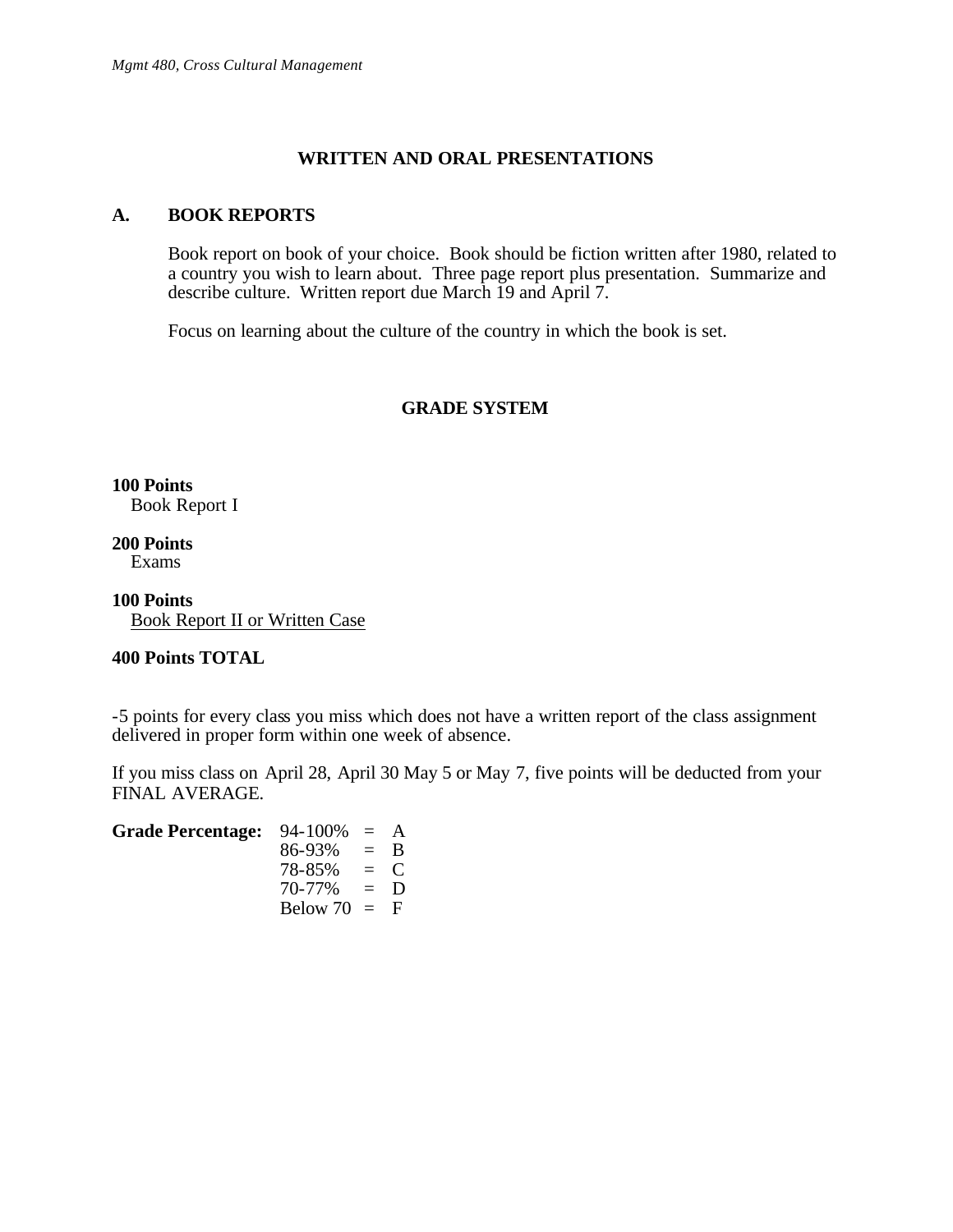## WRITTEN AND ORAL PRESENTATIONS

### A. BOOK REPORTS

Book report on book of your choice. Book should be fiction written after 1980, related to a country you wish to learn about. Three page report plus presentation. Summarize and describe culture. Written report due March 19 and April 7.

Focus on learning about the culture of the country in which the book is set.

## GRADE SYSTEM

**100 Points**
Book Report I

**200 Points**
Exams

**100 Points**
Book Report II or Written Case

**400 Points TOTAL**

-5 points for every class you miss which does not have a written report of the class assignment delivered in proper form within one week of absence.

If you miss class on April 28, April 30 May 5 or May 7, five points will be deducted from your FINAL AVERAGE.

**Grade Percentage:**

| | | |
|---|---|---|
| 94-100% | = | A |
| 86-93% | = | B |
| 78-85% | = | C |
| 70-77% | = | D |
| Below 70 | = | F |